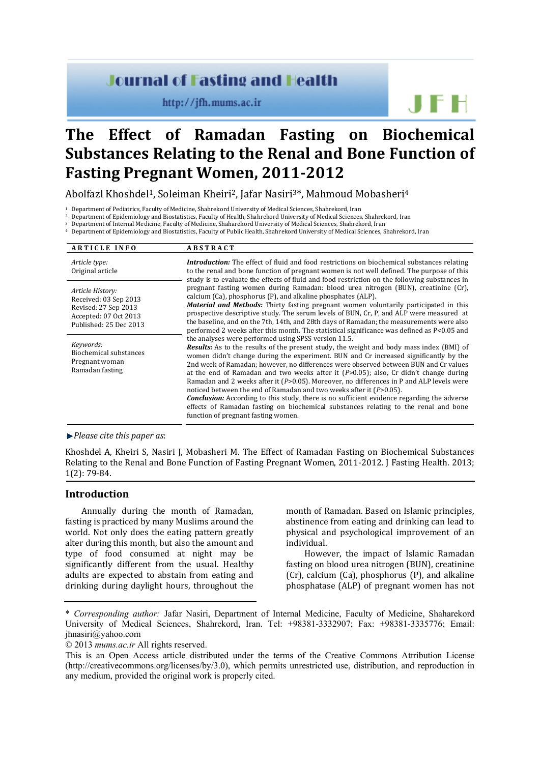# The Effect of Ramadan Fasting on Biochemical Substances Relating to the Renal and Bone Function of Fasting Pregnant Women, 2011-2012

Abolfazl Khoshdel[1], Soleiman Kheiri[2], Jafar Nasiri[3]*, Mahmoud Mobasheri[4]

[1] Department of Pediatrics, Faculty of Medicine, Shahrekord University of Medical Sciences, Shahrekord, Iran
[2] Department of Epidemiology and Biostatistics, Faculty of Health, Shahrekord University of Medical Sciences, Shahrekord, Iran
[3] Department of Internal Medicine, Faculty of Medicine, Shaharekord University of Medical Sciences, Shahrekord, Iran
[4] Department of Epidemiology and Biostatistics, Faculty of Public Health, Shahrekord University of Medical Sciences, Shahrekord, Iran

**ARTICLE INFO**

*Article type:*
Original article

*Article History:*
Received: 03 Sep 2013
Revised: 27 Sep 2013
Accepted: 07 Oct 2013
Published: 25 Dec 2013

*Keywords:*
Biochemical substances
Pregnant woman
Ramadan fasting

**ABSTRACT**

***Introduction:*** The effect of fluid and food restrictions on biochemical substances relating to the renal and bone function of pregnant women is not well defined. The purpose of this study is to evaluate the effects of fluid and food restriction on the following substances in pregnant fasting women during Ramadan: blood urea nitrogen (BUN), creatinine (Cr), calcium (Ca), phosphorus (P), and alkaline phosphates (ALP).

***Material and Methods:*** Thirty fasting pregnant women voluntarily participated in this prospective descriptive study. The serum levels of BUN, Cr, P, and ALP were measured at the baseline, and on the 7th, 14th, and 28th days of Ramadan; the measurements were also performed 2 weeks after this month. The statistical significance was defined as $P<0.05$ and the analyses were performed using SPSS version 11.5.

***Results:*** As to the results of the present study, the weight and body mass index (BMI) of women didn't change during the experiment. BUN and Cr increased significantly by the 2nd week of Ramadan; however, no differences were observed between BUN and Cr values at the end of Ramadan and two weeks after it ($P>0.05$); also, Cr didn't change during Ramadan and 2 weeks after it ($P>0.05$). Moreover, no differences in P and ALP levels were noticed between the end of Ramadan and two weeks after it ($P>0.05$).

***Conclusion:*** According to this study, there is no sufficient evidence regarding the adverse effects of Ramadan fasting on biochemical substances relating to the renal and bone function of pregnant fasting women.

*Please cite this paper as*:

Khoshdel A, Kheiri S, Nasiri J, Mobasheri M. The Effect of Ramadan Fasting on Biochemical Substances Relating to the Renal and Bone Function of Fasting Pregnant Women, 2011-2012. J Fasting Health. 2013; 1(2): 79-84.

## Introduction

Annually during the month of Ramadan, fasting is practiced by many Muslims around the world. Not only does the eating pattern greatly alter during this month, but also the amount and type of food consumed at night may be significantly different from the usual. Healthy adults are expected to abstain from eating and drinking during daylight hours, throughout the month of Ramadan. Based on Islamic principles, abstinence from eating and drinking can lead to physical and psychological improvement of an individual.

However, the impact of Islamic Ramadan fasting on blood urea nitrogen (BUN), creatinine (Cr), calcium (Ca), phosphorus (P), and alkaline phosphatase (ALP) of pregnant women has not

\* *Corresponding author:* Jafar Nasiri, Department of Internal Medicine, Faculty of Medicine, Shaharekord University of Medical Sciences, Shahrekord, Iran. Tel: +98381-3332907; Fax: +98381-3335776; Email: jhnasiri@yahoo.com

© 2013 *mums.ac.ir* All rights reserved.

This is an Open Access article distributed under the terms of the Creative Commons Attribution License (http://creativecommons.org/licenses/by/3.0), which permits unrestricted use, distribution, and reproduction in any medium, provided the original work is properly cited.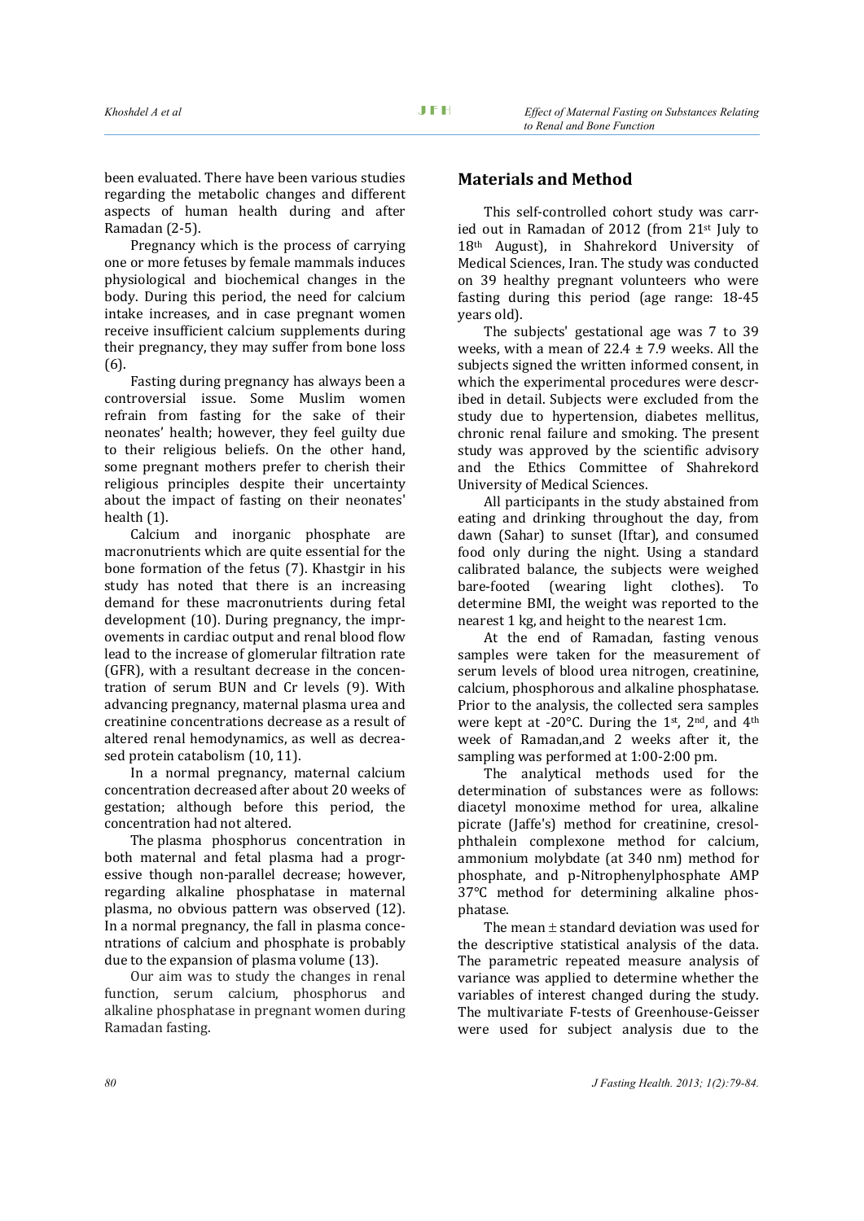been evaluated. There have been various studies regarding the metabolic changes and different aspects of human health during and after Ramadan (2-5).

Pregnancy which is the process of carrying one or more fetuses by female mammals induces physiological and biochemical changes in the body. During this period, the need for calcium intake increases, and in case pregnant women receive insufficient calcium supplements during their pregnancy, they may suffer from bone loss (6).

Fasting during pregnancy has always been a controversial issue. Some Muslim women refrain from fasting for the sake of their neonates' health; however, they feel guilty due to their religious beliefs. On the other hand, some pregnant mothers prefer to cherish their religious principles despite their uncertainty about the impact of fasting on their neonates' health (1).

Calcium and inorganic phosphate are macronutrients which are quite essential for the bone formation of the fetus (7). Khastgir in his study has noted that there is an increasing demand for these macronutrients during fetal development (10). During pregnancy, the improvements in cardiac output and renal blood flow lead to the increase of glomerular filtration rate (GFR), with a resultant decrease in the concentration of serum BUN and Cr levels (9). With advancing pregnancy, maternal plasma urea and creatinine concentrations decrease as a result of altered renal hemodynamics, as well as decreased protein catabolism (10, 11).

In a normal pregnancy, maternal calcium concentration decreased after about 20 weeks of gestation; although before this period, the concentration had not altered.

The plasma phosphorus concentration in both maternal and fetal plasma had a progressive though non-parallel decrease; however, regarding alkaline phosphatase in maternal plasma, no obvious pattern was observed (12). In a normal pregnancy, the fall in plasma concentrations of calcium and phosphate is probably due to the expansion of plasma volume (13).

Our aim was to study the changes in renal function, serum calcium, phosphorus and alkaline phosphatase in pregnant women during Ramadan fasting.

## Materials and Method

This self-controlled cohort study was carried out in Ramadan of 2012 (from 21st July to 18th August), in Shahrekord University of Medical Sciences, Iran. The study was conducted on 39 healthy pregnant volunteers who were fasting during this period (age range: 18-45 years old).

The subjects' gestational age was 7 to 39 weeks, with a mean of $22.4 \pm 7.9$ weeks. All the subjects signed the written informed consent, in which the experimental procedures were described in detail. Subjects were excluded from the study due to hypertension, diabetes mellitus, chronic renal failure and smoking. The present study was approved by the scientific advisory and the Ethics Committee of Shahrekord University of Medical Sciences.

All participants in the study abstained from eating and drinking throughout the day, from dawn (Sahar) to sunset (Iftar), and consumed food only during the night. Using a standard calibrated balance, the subjects were weighed bare-footed (wearing light clothes). To determine BMI, the weight was reported to the nearest 1 kg, and height to the nearest 1cm.

At the end of Ramadan, fasting venous samples were taken for the measurement of serum levels of blood urea nitrogen, creatinine, calcium, phosphorous and alkaline phosphatase. Prior to the analysis, the collected sera samples were kept at -20°C. During the 1st, 2nd, and 4th week of Ramadan,and 2 weeks after it, the sampling was performed at 1:00-2:00 pm.

The analytical methods used for the determination of substances were as follows: diacetyl monoxime method for urea, alkaline picrate (Jaffe's) method for creatinine, cresolphthalein complexone method for calcium, ammonium molybdate (at 340 nm) method for phosphate, and p-Nitrophenylphosphate AMP 37°C method for determining alkaline phosphatase.

The mean ± standard deviation was used for the descriptive statistical analysis of the data. The parametric repeated measure analysis of variance was applied to determine whether the variables of interest changed during the study. The multivariate F-tests of Greenhouse-Geisser were used for subject analysis due to the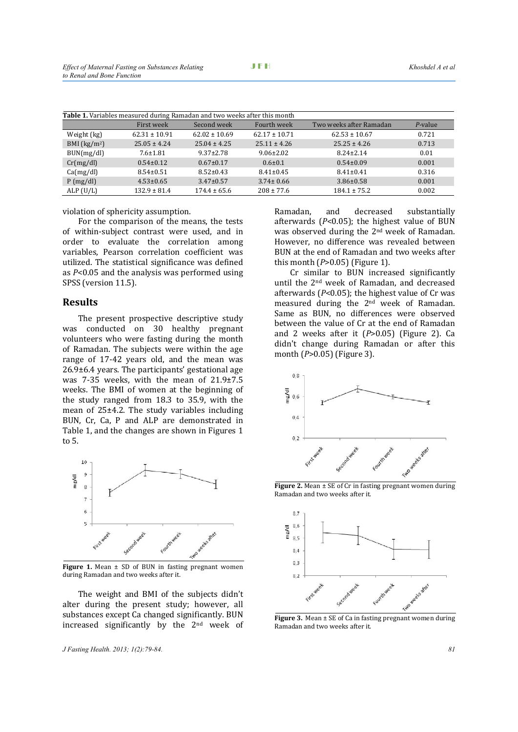**Table 1.** Variables measured during Ramadan and two weeks after this month

| | First week | Second week | Fourth week | Two weeks after Ramadan | *P*-value |
|---|---|---|---|---|---|
| Weight (kg) | 62.31 ± 10.91 | 62.02 ± 10.69 | 62.17 ± 10.71 | 62.53 ± 10.67 | 0.721 |
| BMI (kg/m²) | 25.05 ± 4.24 | 25.04 ± 4.25 | 25.11 ± 4.26 | 25.25 ± 4.26 | 0.713 |
| BUN(mg/dl) | 7.6±1.81 | 9.37±2.78 | 9.06±2.02 | 8.24±2.14 | 0.01 |
| Cr(mg/dl) | 0.54±0.12 | 0.67±0.17 | 0.6±0.1 | 0.54±0.09 | 0.001 |
| Ca(mg/dl) | 8.54±0.51 | 8.52±0.43 | 8.41±0.45 | 8.41±0.41 | 0.316 |
| P (mg/dl) | 4.53±0.65 | 3.47±0.57 | 3.74± 0.66 | 3.86±0.58 | 0.001 |
| ALP (U/L) | 132.9 ± 81.4 | 174.4 ± 65.6 | 208 ± 77.6 | 184.1 ± 75.2 | 0.002 |

violation of sphericity assumption.

For the comparison of the means, the tests of within-subject contrast were used, and in order to evaluate the correlation among variables, Pearson correlation coefficient was utilized. The statistical significance was defined as $P<0.05$ and the analysis was performed using SPSS (version 11.5).

## Results

The present prospective descriptive study was conducted on 30 healthy pregnant volunteers who were fasting during the month of Ramadan. The subjects were within the age range of 17-42 years old, and the mean was 26.9±6.4 years. The participants' gestational age was 7-35 weeks, with the mean of 21.9±7.5 weeks. The BMI of women at the beginning of the study ranged from 18.3 to 35.9, with the mean of 25±4.2. The study variables including BUN, Cr, Ca, P and ALP are demonstrated in Table 1, and the changes are shown in Figures 1 to 5.

**Figure 1.** Mean ± SD of BUN in fasting pregnant women during Ramadan and two weeks after it.

The weight and BMI of the subjects didn't alter during the present study; however, all substances except Ca changed significantly. BUN increased significantly by the 2nd week of Ramadan, and decreased substantially afterwards ($P<0.05$); the highest value of BUN was observed during the 2nd week of Ramadan. However, no difference was revealed between BUN at the end of Ramadan and two weeks after this month ($P>0.05$) (Figure 1).

Cr similar to BUN increased significantly until the 2nd week of Ramadan, and decreased afterwards ($P<0.05$); the highest value of Cr was measured during the 2nd week of Ramadan. Same as BUN, no differences were observed between the value of Cr at the end of Ramadan and 2 weeks after it ($P>0.05$) (Figure 2). Ca didn't change during Ramadan or after this month ($P>0.05$) (Figure 3).

**Figure 2.** Mean ± SE of Cr in fasting pregnant women during Ramadan and two weeks after it.

**Figure 3.** Mean ± SE of Ca in fasting pregnant women during Ramadan and two weeks after it.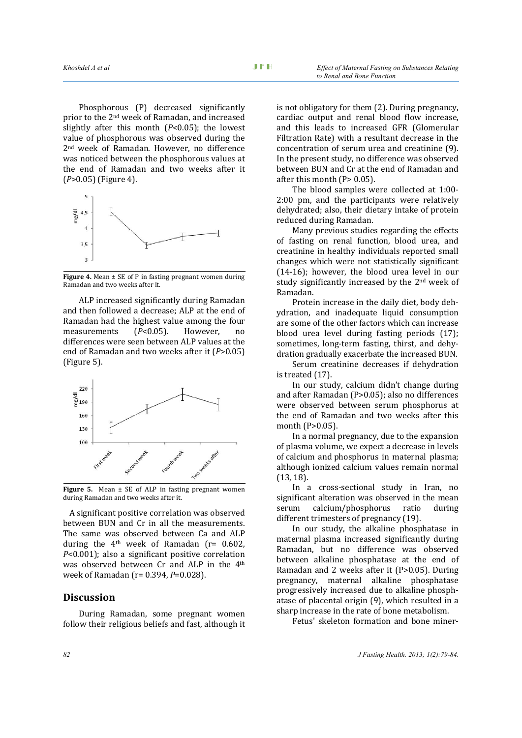Phosphorous (P) decreased significantly prior to the 2nd week of Ramadan, and increased slightly after this month (*P*<0.05); the lowest value of phosphorous was observed during the 2nd week of Ramadan. However, no difference was noticed between the phosphorous values at the end of Ramadan and two weeks after it (*P*>0.05) (Figure 4).

**Figure 4.** Mean ± SE of P in fasting pregnant women during Ramadan and two weeks after it.

ALP increased significantly during Ramadan and then followed a decrease; ALP at the end of Ramadan had the highest value among the four measurements (*P*<0.05). However, no differences were seen between ALP values at the end of Ramadan and two weeks after it (*P*>0.05) (Figure 5).

**Figure 5.** Mean ± SE of ALP in fasting pregnant women during Ramadan and two weeks after it.

A significant positive correlation was observed between BUN and Cr in all the measurements. The same was observed between Ca and ALP during the 4th week of Ramadan (r= 0.602, *P*<0.001); also a significant positive correlation was observed between Cr and ALP in the 4th week of Ramadan (r= 0.394, *P*=0.028).

## Discussion

During Ramadan, some pregnant women follow their religious beliefs and fast, although it is not obligatory for them (2). During pregnancy, cardiac output and renal blood flow increase, and this leads to increased GFR (Glomerular Filtration Rate) with a resultant decrease in the concentration of serum urea and creatinine (9). In the present study, no difference was observed between BUN and Cr at the end of Ramadan and after this month (P> 0.05).

The blood samples were collected at 1:00-2:00 pm, and the participants were relatively dehydrated; also, their dietary intake of protein reduced during Ramadan.

Many previous studies regarding the effects of fasting on renal function, blood urea, and creatinine in healthy individuals reported small changes which were not statistically significant (14-16); however, the blood urea level in our study significantly increased by the 2nd week of Ramadan.

Protein increase in the daily diet, body dehydration, and inadequate liquid consumption are some of the other factors which can increase blood urea level during fasting periods (17); sometimes, long-term fasting, thirst, and dehydration gradually exacerbate the increased BUN.

Serum creatinine decreases if dehydration is treated (17).

In our study, calcium didn't change during and after Ramadan (P>0.05); also no differences were observed between serum phosphorus at the end of Ramadan and two weeks after this month (P>0.05).

In a normal pregnancy, due to the expansion of plasma volume, we expect a decrease in levels of calcium and phosphorus in maternal plasma; although ionized calcium values remain normal (13, 18).

In a cross-sectional study in Iran, no significant alteration was observed in the mean serum calcium/phosphorus ratio during different trimesters of pregnancy (19).

In our study, the alkaline phosphatase in maternal plasma increased significantly during Ramadan, but no difference was observed between alkaline phosphatase at the end of Ramadan and 2 weeks after it (P>0.05). During pregnancy, maternal alkaline phosphatase progressively increased due to alkaline phosphatase of placental origin (9), which resulted in a sharp increase in the rate of bone metabolism.

Fetus' skeleton formation and bone miner-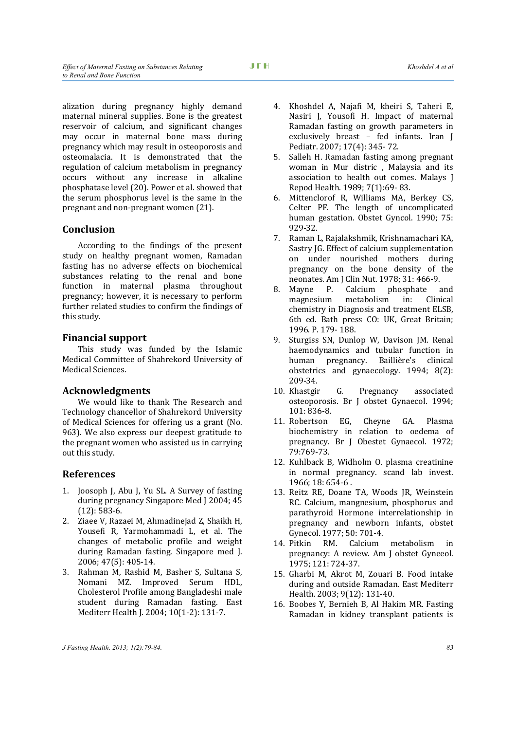alization during pregnancy highly demand maternal mineral supplies. Bone is the greatest reservoir of calcium, and significant changes may occur in maternal bone mass during pregnancy which may result in osteoporosis and osteomalacia. It is demonstrated that the regulation of calcium metabolism in pregnancy occurs without any increase in alkaline phosphatase level (20). Power et al. showed that the serum phosphorus level is the same in the pregnant and non-pregnant women (21).

## Conclusion

According to the findings of the present study on healthy pregnant women, Ramadan fasting has no adverse effects on biochemical substances relating to the renal and bone function in maternal plasma throughout pregnancy; however, it is necessary to perform further related studies to confirm the findings of this study.

## Financial support

This study was funded by the Islamic Medical Committee of Shahrekord University of Medical Sciences.

## Acknowledgments

We would like to thank The Research and Technology chancellor of Shahrekord University of Medical Sciences for offering us a grant (No. 963). We also express our deepest gratitude to the pregnant women who assisted us in carrying out this study.

## References

1. Joosoph J, Abu J, Yu SL. A Survey of fasting during pregnancy Singapore Med J 2004; 45 (12): 583-6.
2. Ziaee V, Razaei M, Ahmadinejad Z, Shaikh H, Yousefi R, Yarmohammadi L, et al. The changes of metabolic profile and weight during Ramadan fasting. Singapore med J. 2006; 47(5): 405-14.
3. Rahman M, Rashid M, Basher S, Sultana S, Nomani MZ. Improved Serum HDL, Cholesterol Profile among Bangladeshi male student during Ramadan fasting. East Mediterr Health J. 2004; 10(1-2): 131-7.
4. Khoshdel A, Najafi M, kheiri S, Taheri E, Nasiri J, Yousofi H. Impact of maternal Ramadan fasting on growth parameters in exclusively breast – fed infants. Iran J Pediatr. 2007; 17(4): 345- 72.
5. Salleh H. Ramadan fasting among pregnant woman in Mur distric , Malaysia and its association to health out comes. Malays J Repod Health. 1989; 7(1):69- 83.
6. Mittenclorof R, Williams MA, Berkey CS, Celter PF. The length of uncomplicated human gestation. Obstet Gyncol. 1990; 75: 929-32.
7. Raman L, Rajalakshmik, Krishnamachari KA, Sastry JG. Effect of calcium supplementation on under nourished mothers during pregnancy on the bone density of the neonates. Am J Clin Nut. 1978; 31: 466-9.
8. Mayne P. Calcium phosphate and magnesium metabolism in: Clinical chemistry in Diagnosis and treatment ELSB, 6th ed. Bath press CO: UK, Great Britain; 1996. P. 179- 188.
9. Sturgiss SN, Dunlop W, Davison JM. Renal haemodynamics and tubular function in human pregnancy. Baillière's clinical obstetrics and gynaecology. 1994; 8(2): 209-34.
10. Khastgir G. Pregnancy associated osteoporosis. Br J obstet Gynaecol. 1994; 101: 836-8.
11. Robertson EG, Cheyne GA. Plasma biochemistry in relation to oedema of pregnancy. Br J Obestet Gynaecol. 1972; 79:769-73.
12. Kuhlback B, Widholm O. plasma creatinine in normal pregnancy. scand lab invest. 1966; 18: 654-6 .
13. Reitz RE, Doane TA, Woods JR, Weinstein RC. Calcium, mangnesium, phosphorus and parathyroid Hormone interrelationship in pregnancy and newborn infants, obstet Gynecol. 1977; 50: 701-4.
14. Pitkin RM. Calcium metabolism in pregnancy: A review. Am J obstet Gyneeol. 1975; 121: 724-37.
15. Gharbi M, Akrot M, Zouari B. Food intake during and outside Ramadan. East Mediterr Health. 2003; 9(12): 131-40.
16. Boobes Y, Bernieh B, Al Hakim MR. Fasting Ramadan in kidney transplant patients is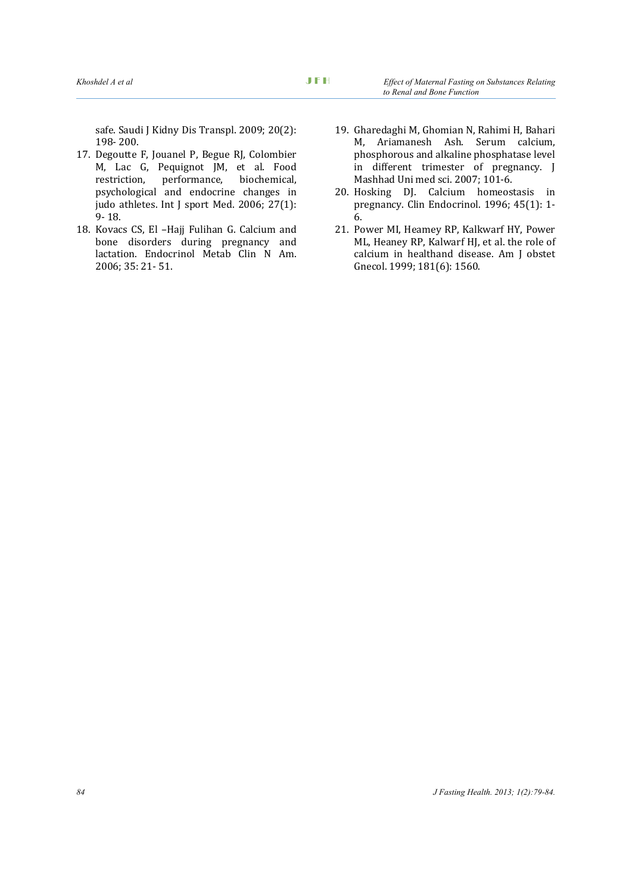safe. Saudi J Kidny Dis Transpl. 2009; 20(2): 198- 200.

17. Degoutte F, Jouanel P, Begue RJ, Colombier M, Lac G, Pequignot JM, et al. Food restriction, performance, biochemical, psychological and endocrine changes in judo athletes. Int J sport Med. 2006; 27(1): 9- 18.
18. Kovacs CS, El –Hajj Fulihan G. Calcium and bone disorders during pregnancy and lactation. Endocrinol Metab Clin N Am. 2006; 35: 21- 51.
19. Gharedaghi M, Ghomian N, Rahimi H, Bahari M, Ariamanesh Ash. Serum calcium, phosphorous and alkaline phosphatase level in different trimester of pregnancy. J Mashhad Uni med sci. 2007; 101-6.
20. Hosking DJ. Calcium homeostasis in pregnancy. Clin Endocrinol. 1996; 45(1): 1- 6.
21. Power MI, Heamey RP, Kalkwarf HY, Power ML, Heaney RP, Kalwarf HJ, et al. the role of calcium in healthand disease. Am J obstet Gnecol. 1999; 181(6): 1560.